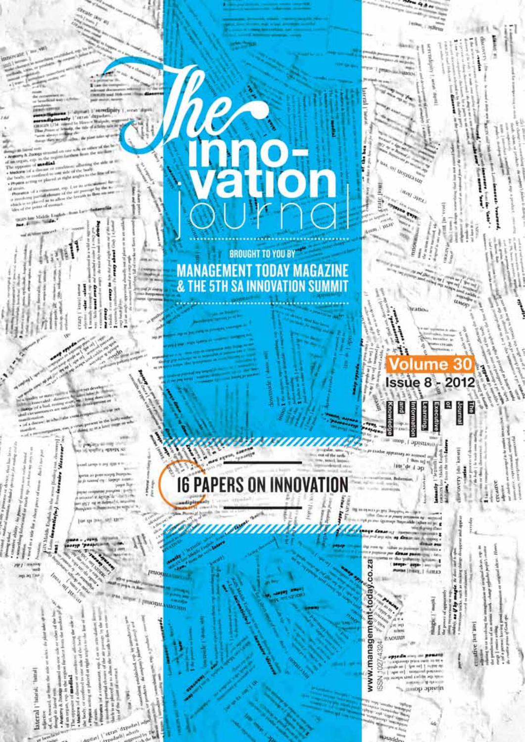# The innovation journal

BROUGHT TO YOU BY
MANAGEMENT TODAY MAGAZINE
& THE 5TH SA INNOVATION SUMMIT

Volume 30
Issue 8 - 2012

The Journal of Executive Learning, Information and Knowledge

16 PAPERS ON INNOVATION

www.management-today.co.za

ISSN 1027-4324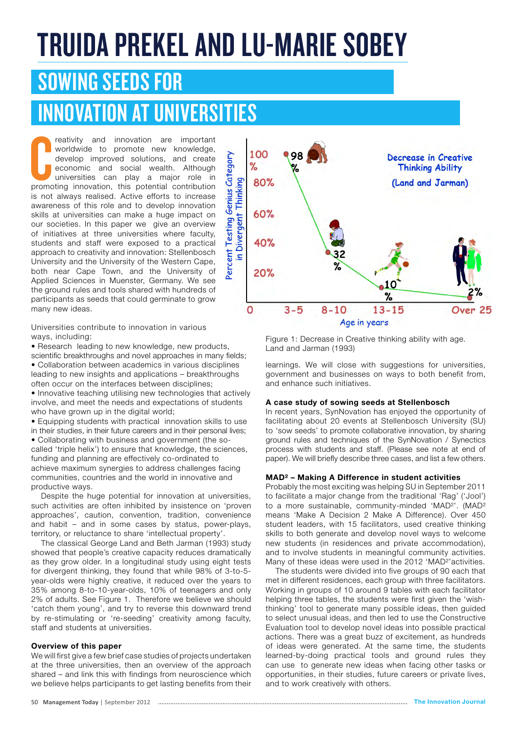# TRUIDA PREKEL AND LU-MARIE SOBEY

## SOWING SEEDS FOR INNOVATION AT UNIVERSITIES

Creativity and innovation are important worldwide to promote new knowledge, develop improved solutions, and create economic and social wealth. Although universities can play a major role in promoting innovation, this potential contribution is not always realised. Active efforts to increase awareness of this role and to develop innovation skills at universities can make a huge impact on our societies. In this paper we give an overview of initiatives at three universities where faculty, students and staff were exposed to a practical approach to creativity and innovation: Stellenbosch University and the University of the Western Cape, both near Cape Town, and the University of Applied Sciences in Muenster, Germany. We see the ground rules and tools shared with hundreds of participants as seeds that could germinate to grow many new ideas.

Universities contribute to innovation in various ways, including:

- Research leading to new knowledge, new products, scientific breakthroughs and novel approaches in many fields;
- Collaboration between academics in various disciplines leading to new insights and applications – breakthroughs often occur on the interfaces between disciplines;
- Innovative teaching utilising new technologies that actively involve, and meet the needs and expectations of students who have grown up in the digital world;
- Equipping students with practical innovation skills to use in their studies, in their future careers and in their personal lives;
- Collaborating with business and government (the so-called 'triple helix') to ensure that knowledge, the sciences, funding and planning are effectively co-ordinated to achieve maximum synergies to address challenges facing communities, countries and the world in innovative and productive ways.

Despite the huge potential for innovation at universities, such activities are often inhibited by insistence on 'proven approaches', caution, convention, tradition, convenience and habit – and in some cases by status, power-plays, territory, or reluctance to share 'intellectual property'.

The classical George Land and Beth Jarman (1993) study showed that people's creative capacity reduces dramatically as they grow older. In a longitudinal study using eight tests for divergent thinking, they found that while 98% of 3-to-5-year-olds were highly creative, it reduced over the years to 35% among 8-to-10-year-olds, 10% of teenagers and only 2% of adults. See Figure 1. Therefore we believe we should 'catch them young', and try to reverse this downward trend by re-stimulating or 're-seeding' creativity among faculty, staff and students at universities.

Figure 1: Decrease in Creative thinking ability with age. Land and Jarman (1993)

### Overview of this paper

We will first give a few brief case studies of projects undertaken at the three universities, then an overview of the approach shared – and link this with findings from neuroscience which we believe helps participants to get lasting benefits from their learnings. We will close with suggestions for universities, government and businesses on ways to both benefit from, and enhance such initiatives.

### A case study of sowing seeds at Stellenbosch

In recent years, SynNovation has enjoyed the opportunity of facilitating about 20 events at Stellenbosch University (SU) to 'sow seeds' to promote collaborative innovation, by sharing ground rules and techniques of the SynNovation / Synectics process with students and staff. (Please see note at end of paper). We will briefly describe three cases, and list a few others.

### MAD² – Making A Difference in student activities

Probably the most exciting was helping SU in September 2011 to facilitate a major change from the traditional 'Rag' ('Jool') to a more sustainable, community-minded 'MAD²'. (MAD² means 'Make A Decision 2 Make A Difference). Over 450 student leaders, with 15 facilitators, used creative thinking skills to both generate and develop novel ways to welcome new students (in residences and private accommodation), and to involve students in meaningful community activities. Many of these ideas were used in the 2012 'MAD²'activities.

The students were divided into five groups of 90 each that met in different residences, each group with three facilitators. Working in groups of 10 around 9 tables with each facilitator helping three tables, the students were first given the 'wish-thinking' tool to generate many possible ideas, then guided to select unusual ideas, and then led to use the Constructive Evaluation tool to develop novel ideas into possible practical actions. There was a great buzz of excitement, as hundreds of ideas were generated. At the same time, the students learned-by-doing practical tools and ground rules they can use to generate new ideas when facing other tasks or opportunities, in their studies, future careers or private lives, and to work creatively with others.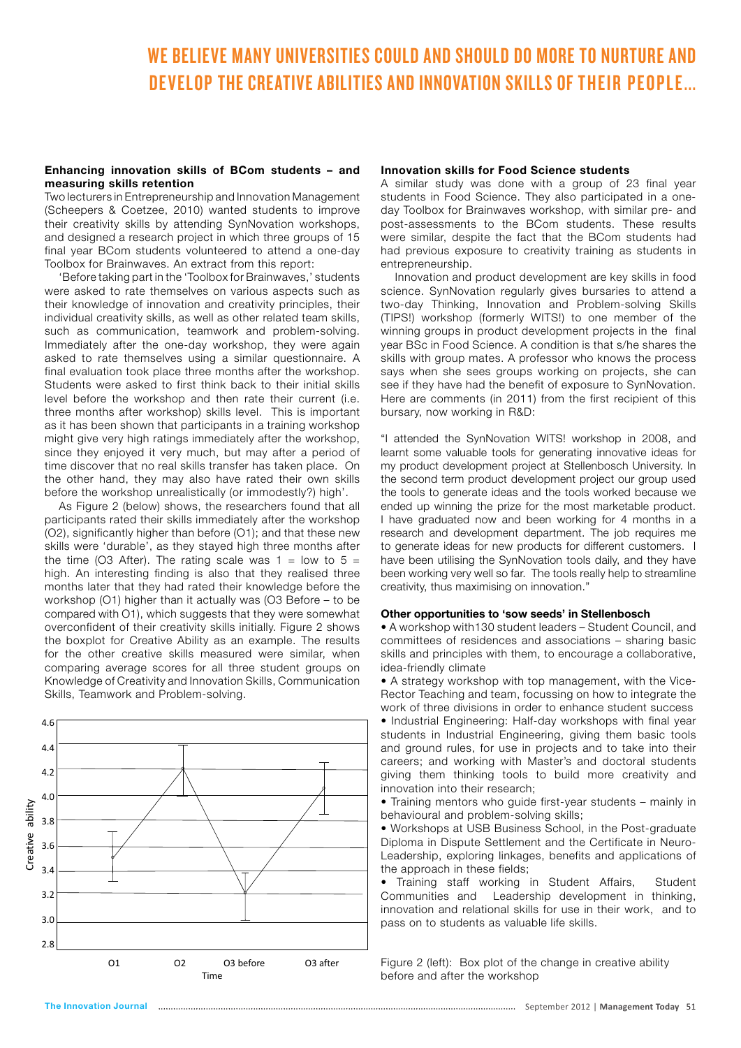# WE BELIEVE MANY UNIVERSITIES COULD AND SHOULD DO MORE TO NURTURE AND DEVELOP THE CREATIVE ABILITIES AND INNOVATION SKILLS OF THEIR PEOPLE...

### Enhancing innovation skills of BCom students – and measuring skills retention

Two lecturers in Entrepreneurship and Innovation Management (Scheepers & Coetzee, 2010) wanted students to improve their creativity skills by attending SynNovation workshops, and designed a research project in which three groups of 15 final year BCom students volunteered to attend a one-day Toolbox for Brainwaves. An extract from this report:

'Before taking part in the 'Toolbox for Brainwaves,' students were asked to rate themselves on various aspects such as their knowledge of innovation and creativity principles, their individual creativity skills, as well as other related team skills, such as communication, teamwork and problem-solving. Immediately after the one-day workshop, they were again asked to rate themselves using a similar questionnaire. A final evaluation took place three months after the workshop. Students were asked to first think back to their initial skills level before the workshop and then rate their current (i.e. three months after workshop) skills level. This is important as it has been shown that participants in a training workshop might give very high ratings immediately after the workshop, since they enjoyed it very much, but may after a period of time discover that no real skills transfer has taken place. On the other hand, they may also have rated their own skills before the workshop unrealistically (or immodestly?) high'.

As Figure 2 (below) shows, the researchers found that all participants rated their skills immediately after the workshop (O2), significantly higher than before (O1); and that these new skills were 'durable', as they stayed high three months after the time (O3 After). The rating scale was 1 = low to 5 = high. An interesting finding is also that they realised three months later that they had rated their knowledge before the workshop (O1) higher than it actually was (O3 Before – to be compared with O1), which suggests that they were somewhat overconfident of their creativity skills initially. Figure 2 shows the boxplot for Creative Ability as an example. The results for the other creative skills measured were similar, when comparing average scores for all three student groups on Knowledge of Creativity and Innovation Skills, Communication Skills, Teamwork and Problem-solving.

Figure 2 (left): Box plot of the change in creative ability before and after the workshop

### Innovation skills for Food Science students

A similar study was done with a group of 23 final year students in Food Science. They also participated in a one-day Toolbox for Brainwaves workshop, with similar pre- and post-assessments to the BCom students. These results were similar, despite the fact that the BCom students had had previous exposure to creativity training as students in entrepreneurship.

Innovation and product development are key skills in food science. SynNovation regularly gives bursaries to attend a two-day Thinking, Innovation and Problem-solving Skills (TIPS!) workshop (formerly WITS!) to one member of the winning groups in product development projects in the final year BSc in Food Science. A condition is that s/he shares the skills with group mates. A professor who knows the process says when she sees groups working on projects, she can see if they have had the benefit of exposure to SynNovation. Here are comments (in 2011) from the first recipient of this bursary, now working in R&D:

"I attended the SynNovation WITS! workshop in 2008, and learnt some valuable tools for generating innovative ideas for my product development project at Stellenbosch University. In the second term product development project our group used the tools to generate ideas and the tools worked because we ended up winning the prize for the most marketable product. I have graduated now and been working for 4 months in a research and development department. The job requires me to generate ideas for new products for different customers. I have been utilising the SynNovation tools daily, and they have been working very well so far. The tools really help to streamline creativity, thus maximising on innovation."

### Other opportunities to 'sow seeds' in Stellenbosch

- A workshop with130 student leaders – Student Council, and committees of residences and associations – sharing basic skills and principles with them, to encourage a collaborative, idea-friendly climate
- A strategy workshop with top management, with the Vice-Rector Teaching and team, focussing on how to integrate the work of three divisions in order to enhance student success
- Industrial Engineering: Half-day workshops with final year students in Industrial Engineering, giving them basic tools and ground rules, for use in projects and to take into their careers; and working with Master's and doctoral students giving them thinking tools to build more creativity and innovation into their research;
- Training mentors who guide first-year students – mainly in behavioural and problem-solving skills;
- Workshops at USB Business School, in the Post-graduate Diploma in Dispute Settlement and the Certificate in Neuro-Leadership, exploring linkages, benefits and applications of the approach in these fields;
- Training staff working in Student Affairs, Student Communities and Leadership development in thinking, innovation and relational skills for use in their work, and to pass on to students as valuable life skills.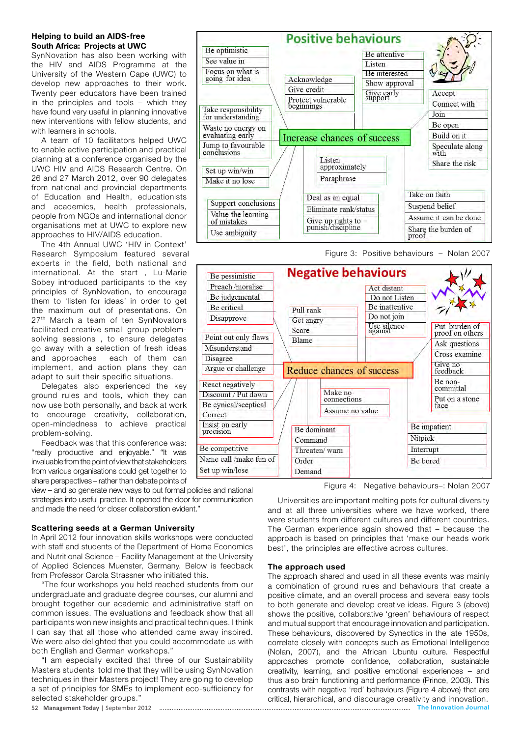### Helping to build an AIDS-free South Africa: Projects at UWC

SynNovation has also been working with the HIV and AIDS Programme at the University of the Western Cape (UWC) to develop new approaches to their work. Twenty peer educators have been trained in the principles and tools – which they have found very useful in planning innovative new interventions with fellow students, and with learners in schools.

A team of 10 facilitators helped UWC to enable active participation and practical planning at a conference organised by the UWC HIV and AIDS Research Centre. On 26 and 27 March 2012, over 90 delegates from national and provincial departments of Education and Health, educationists and academics, health professionals, people from NGOs and international donor organisations met at UWC to explore new approaches to HIV/AIDS education.

The 4th Annual UWC 'HIV in Context' Research Symposium featured several experts in the field, both national and international. At the start , Lu-Marie Sobey introduced participants to the key principles of SynNovation, to encourage them to 'listen for ideas' in order to get the maximum out of presentations. On 27th March a team of ten SynNovators facilitated creative small group problem-solving sessions , to ensure delegates go away with a selection of fresh ideas and approaches each of them can implement, and action plans they can adapt to suit their specific situations.

Delegates also experienced the key ground rules and tools, which they can now use both personally, and back at work to encourage creativity, collaboration, open-mindedness to achieve practical problem-solving.

Feedback was that this conference was: "really productive and enjoyable." "It was invaluable from the point of view that stakeholders from various organisations could get together to share perspectives – rather than debate points of view – and so generate new ways to put formal policies and national strategies into useful practice. It opened the door for communication and made the need for closer collaboration evident."

**Positive behaviours**

Increase chances of success

- Be optimistic / See value in / Focus on what is going for idea
- Acknowledge / Give credit / Protect vulnerable beginnings
- Be attentive / Listen / Be interested / Show approval / Give early support
- Accept / Connect with / Join / Be open / Build on it / Speculate along with / Share the risk
- Take responsibility for understanding / Waste no energy on evaluating early / Jump to favourable conclusions
- Set up win/win / Make it no lose
- Listen approximately / Paraphrase
- Support conclusions / Value the learning of mistakes / Use ambiguity
- Deal as an equal / Eliminate rank/status / Give up rights to punish/discipline
- Take on faith / Suspend belief / Assume it can be done / Share the burden of proof

Figure 3: Positive behaviours – Nolan 2007

**Negative behaviours**

Reduce chances of success

- Be pessimistic / Preach /moralise / Be judgemental / Be critical / Disapprove
- Pull rank / Get angry / Scare / Blame
- Act distant / Do not Listen / Be inattentive / Do not join / Use silence against
- Put burden of proof on others / Ask questions / Cross examine / Give no feedback / Be non-committal / Put on a stone face
- Point out only flaws / Misunderstand / Disagree / Argue or challenge
- React negatively / Discount / Put down / Be cynical/sceptical / Correct / Insist on early precision
- Make no connections / Assume no value
- Be competitive / Name call /make fun of / Set up win/lose
- Be dominant / Command / Threaten/ warn / Order / Demand
- Be impatient / Nitpick / Interrupt / Be bored

Figure 4: Negative behaviours–: Nolan 2007

### Scattering seeds at a German University

In April 2012 four innovation skills workshops were conducted with staff and students of the Department of Home Economics and Nutritional Science – Facility Management at the University of Applied Sciences Muenster, Germany. Below is feedback from Professor Carola Strassner who initiated this.

"The four workshops you held reached students from our undergraduate and graduate degree courses, our alumni and brought together our academic and administrative staff on common issues. The evaluations and feedback show that all participants got new insights and practical techniques. I think I can say that all those who attended came away inspired. We were also delighted that you could accommodate us with both English and German workshops."

"I am especially excited that three of our Sustainability Masters students told me that they will be using SynNovation techniques in their Masters project! They are going to develop a set of principles for SMEs to implement eco-sufficiency for selected stakeholder groups."

Universities are important melting pots for cultural diversity and at all three universities where we have worked, there were students from different cultures and different countries. The German experience again showed that – because the approach is based on principles that 'make our heads work best', the principles are effective across cultures.

### The approach used

The approach shared and used in all these events was mainly a combination of ground rules and behaviours that create a positive climate, and an overall process and several easy tools to both generate and develop creative ideas. Figure 3 (above) shows the positive, collaborative 'green' behaviours of respect and mutual support that encourage innovation and participation. These behaviours, discovered by Synectics in the late 1950s, correlate closely with concepts such as Emotional Intelligence (Nolan, 2007), and the African Ubuntu culture. Respectful approaches promote confidence, collaboration, sustainable creativity, learning, and positive emotional experiences – and thus also brain functioning and performance (Prince, 2003). This contrasts with negative 'red' behaviours (Figure 4 above) that are critical, hierarchical, and discourage creativity and innovation.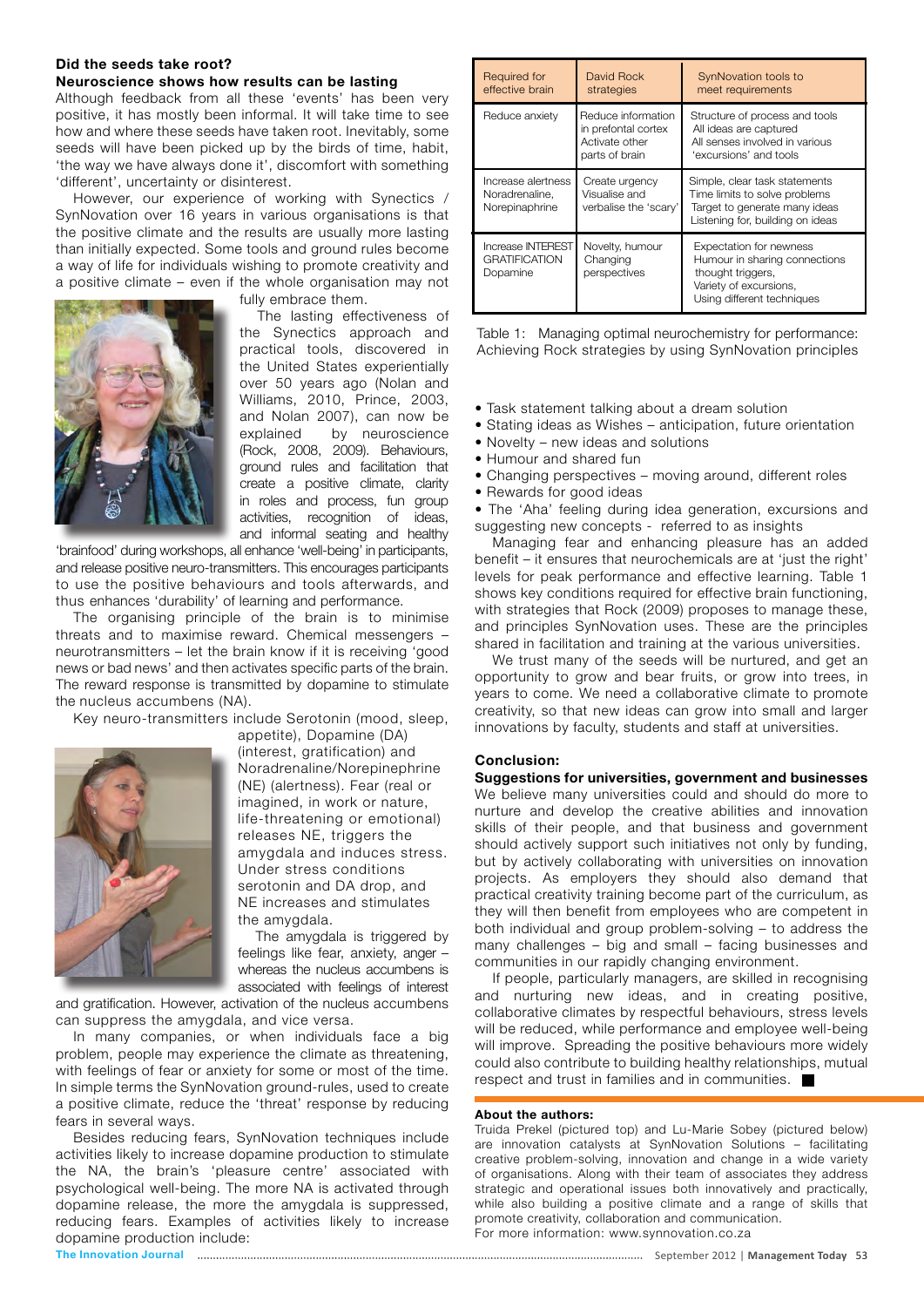**Did the seeds take root?**

**Neuroscience shows how results can be lasting**

Although feedback from all these 'events' has been very positive, it has mostly been informal. It will take time to see how and where these seeds have taken root. Inevitably, some seeds will have been picked up by the birds of time, habit, 'the way we have always done it', discomfort with something 'different', uncertainty or disinterest.

However, our experience of working with Synectics / SynNovation over 16 years in various organisations is that the positive climate and the results are usually more lasting than initially expected. Some tools and ground rules become a way of life for individuals wishing to promote creativity and a positive climate – even if the whole organisation may not fully embrace them.

The lasting effectiveness of the Synectics approach and practical tools, discovered in the United States experientially over 50 years ago (Nolan and Williams, 2010, Prince, 2003, and Nolan 2007), can now be explained by neuroscience (Rock, 2008, 2009). Behaviours, ground rules and facilitation that create a positive climate, clarity in roles and process, fun group activities, recognition of ideas, and informal seating and healthy 'brainfood' during workshops, all enhance 'well-being' in participants, and release positive neuro-transmitters. This encourages participants to use the positive behaviours and tools afterwards, and thus enhances 'durability' of learning and performance.

The organising principle of the brain is to minimise threats and to maximise reward. Chemical messengers – neurotransmitters – let the brain know if it is receiving 'good news or bad news' and then activates specific parts of the brain. The reward response is transmitted by dopamine to stimulate the nucleus accumbens (NA).

Key neuro-transmitters include Serotonin (mood, sleep, appetite), Dopamine (DA) (interest, gratification) and Noradrenaline/Norepinephrine (NE) (alertness). Fear (real or imagined, in work or nature, life-threatening or emotional) releases NE, triggers the amygdala and induces stress. Under stress conditions serotonin and DA drop, and NE increases and stimulates the amygdala.

The amygdala is triggered by feelings like fear, anxiety, anger – whereas the nucleus accumbens is associated with feelings of interest and gratification. However, activation of the nucleus accumbens can suppress the amygdala, and vice versa.

In many companies, or when individuals face a big problem, people may experience the climate as threatening, with feelings of fear or anxiety for some or most of the time. In simple terms the SynNovation ground-rules, used to create a positive climate, reduce the 'threat' response by reducing fears in several ways.

Besides reducing fears, SynNovation techniques include activities likely to increase dopamine production to stimulate the NA, the brain's 'pleasure centre' associated with psychological well-being. The more NA is activated through dopamine release, the more the amygdala is suppressed, reducing fears. Examples of activities likely to increase dopamine production include:

| Required for effective brain | David Rock strategies | SynNovation tools to meet requirements |
|---|---|---|
| Reduce anxiety | Reduce information in prefontal cortex<br>Activate other parts of brain | Structure of process and tools<br>All ideas are captured<br>All senses involved in various 'excursions' and tools |
| Increase alertness<br>Noradrenaline, Norepinephrine | Create urgency<br>Visualise and verbalise the 'scary' | Simple, clear task statements<br>Time limits to solve problems<br>Target to generate many ideas<br>Listening for, building on ideas |
| Increase INTEREST GRATIFICATION<br>Dopamine | Novelty, humour<br>Changing perspectives | Expectation for newness<br>Humour in sharing connections<br>thought triggers,<br>Variety of excursions,<br>Using different techniques |

Table 1: Managing optimal neurochemistry for performance: Achieving Rock strategies by using SynNovation principles

- Task statement talking about a dream solution
- Stating ideas as Wishes – anticipation, future orientation
- Novelty – new ideas and solutions
- Humour and shared fun
- Changing perspectives – moving around, different roles
- Rewards for good ideas
- The 'Aha' feeling during idea generation, excursions and suggesting new concepts - referred to as insights

Managing fear and enhancing pleasure has an added benefit – it ensures that neurochemicals are at 'just the right' levels for peak performance and effective learning. Table 1 shows key conditions required for effective brain functioning, with strategies that Rock (2009) proposes to manage these, and principles SynNovation uses. These are the principles shared in facilitation and training at the various universities.

We trust many of the seeds will be nurtured, and get an opportunity to grow and bear fruits, or grow into trees, in years to come. We need a collaborative climate to promote creativity, so that new ideas can grow into small and larger innovations by faculty, students and staff at universities.

**Conclusion:**

**Suggestions for universities, government and businesses**

We believe many universities could and should do more to nurture and develop the creative abilities and innovation skills of their people, and that business and government should actively support such initiatives not only by funding, but by actively collaborating with universities on innovation projects. As employers they should also demand that practical creativity training become part of the curriculum, as they will then benefit from employees who are competent in both individual and group problem-solving – to address the many challenges – big and small – facing businesses and communities in our rapidly changing environment.

If people, particularly managers, are skilled in recognising and nurturing new ideas, and in creating positive, collaborative climates by respectful behaviours, stress levels will be reduced, while performance and employee well-being will improve. Spreading the positive behaviours more widely could also contribute to building healthy relationships, mutual respect and trust in families and in communities. ■

**About the authors:**

Truida Prekel (pictured top) and Lu-Marie Sobey (pictured below) are innovation catalysts at SynNovation Solutions – facilitating creative problem-solving, innovation and change in a wide variety of organisations. Along with their team of associates they address strategic and operational issues both innovatively and practically, while also building a positive climate and a range of skills that promote creativity, collaboration and communication.
For more information: www.synnovation.co.za